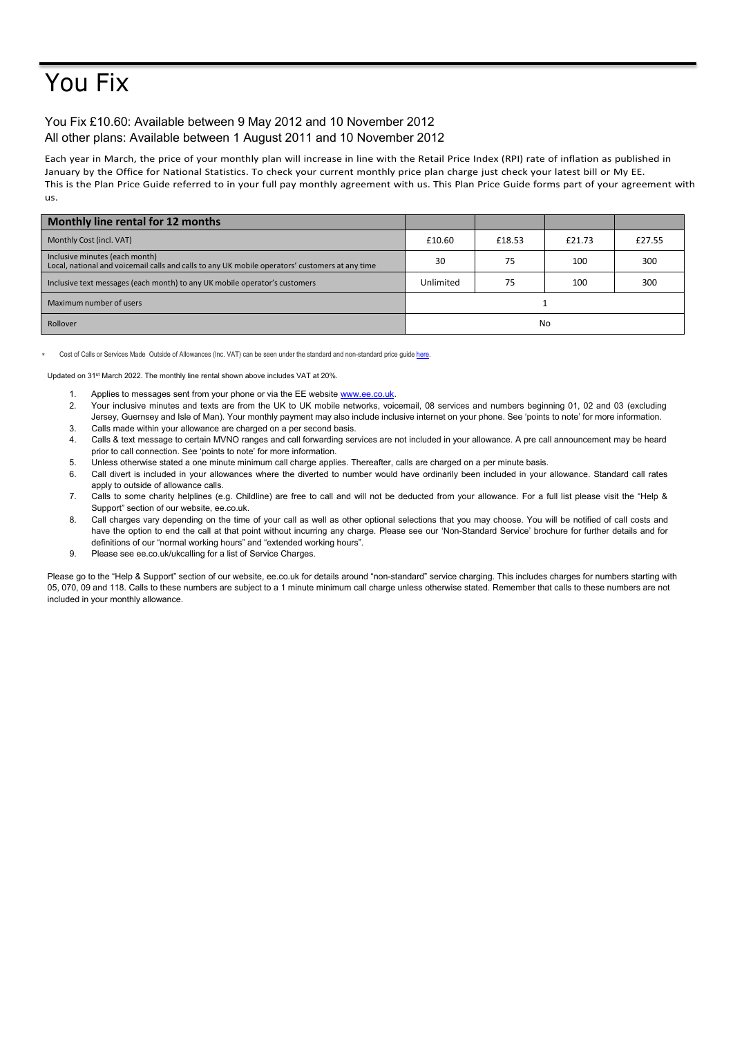# You Fix

You Fix £10.60: Available between 9 May 2012 and 10 November 2012
All other plans: Available between 1 August 2011 and 10 November 2012

Each year in March, the price of your monthly plan will increase in line with the Retail Price Index (RPI) rate of inflation as published in January by the Office for National Statistics. To check your current monthly price plan charge just check your latest bill or My EE.
This is the Plan Price Guide referred to in your full pay monthly agreement with us. This Plan Price Guide forms part of your agreement with us.

| Monthly line rental for 12 months | | | | |
|---|---|---|---|---|
| Monthly Cost (incl. VAT) | £10.60 | £18.53 | £21.73 | £27.55 |
| Inclusive minutes (each month)<br>Local, national and voicemail calls and calls to any UK mobile operators' customers at any time | 30 | 75 | 100 | 300 |
| Inclusive text messages (each month) to any UK mobile operator's customers | Unlimited | 75 | 100 | 300 |
| Maximum number of users | 1 | | | |
| Rollover | No | | | |

* Cost of Calls or Services Made Outside of Allowances (Inc. VAT) can be seen under the standard and non-standard price guide here.

Updated on 31st March 2022. The monthly line rental shown above includes VAT at 20%.

1. Applies to messages sent from your phone or via the EE website www.ee.co.uk.
2. Your inclusive minutes and texts are from the UK to UK mobile networks, voicemail, 08 services and numbers beginning 01, 02 and 03 (excluding Jersey, Guernsey and Isle of Man). Your monthly payment may also include inclusive internet on your phone. See 'points to note' for more information.
3. Calls made within your allowance are charged on a per second basis.
4. Calls & text message to certain MVNO ranges and call forwarding services are not included in your allowance. A pre call announcement may be heard prior to call connection. See 'points to note' for more information.
5. Unless otherwise stated a one minute minimum call charge applies. Thereafter, calls are charged on a per minute basis.
6. Call divert is included in your allowances where the diverted to number would have ordinarily been included in your allowance. Standard call rates apply to outside of allowance calls.
7. Calls to some charity helplines (e.g. Childline) are free to call and will not be deducted from your allowance. For a full list please visit the "Help & Support" section of our website, ee.co.uk.
8. Call charges vary depending on the time of your call as well as other optional selections that you may choose. You will be notified of call costs and have the option to end the call at that point without incurring any charge. Please see our 'Non-Standard Service' brochure for further details and for definitions of our "normal working hours" and "extended working hours".
9. Please see ee.co.uk/ukcalling for a list of Service Charges.

Please go to the "Help & Support" section of our website, ee.co.uk for details around "non-standard" service charging. This includes charges for numbers starting with 05, 070, 09 and 118. Calls to these numbers are subject to a 1 minute minimum call charge unless otherwise stated. Remember that calls to these numbers are not included in your monthly allowance.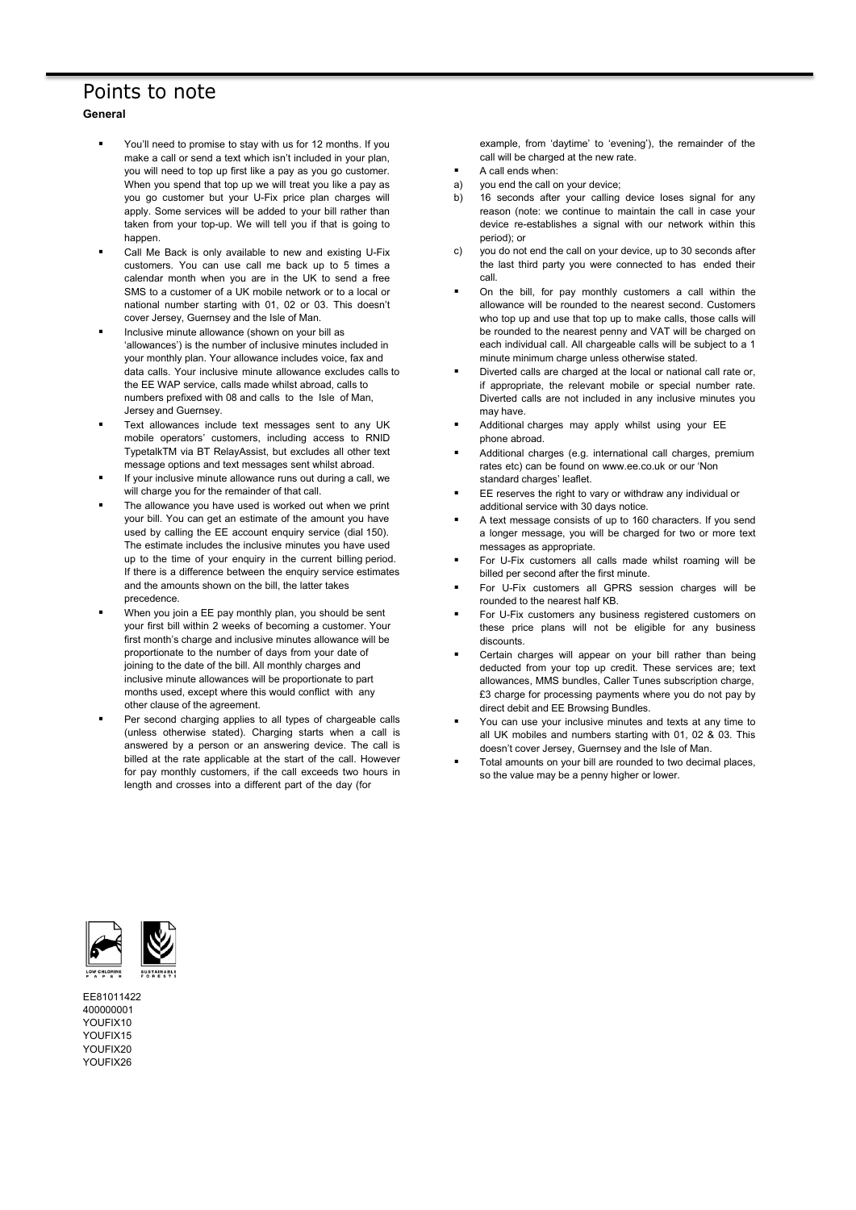# Points to note

**General**

- You'll need to promise to stay with us for 12 months. If you make a call or send a text which isn't included in your plan, you will need to top up first like a pay as you go customer. When you spend that top up we will treat you like a pay as you go customer but your U-Fix price plan charges will apply. Some services will be added to your bill rather than taken from your top-up. We will tell you if that is going to happen.
- Call Me Back is only available to new and existing U-Fix customers. You can use call me back up to 5 times a calendar month when you are in the UK to send a free SMS to a customer of a UK mobile network or to a local or national number starting with 01, 02 or 03. This doesn't cover Jersey, Guernsey and the Isle of Man.
- Inclusive minute allowance (shown on your bill as 'allowances') is the number of inclusive minutes included in your monthly plan. Your allowance includes voice, fax and data calls. Your inclusive minute allowance excludes calls to the EE WAP service, calls made whilst abroad, calls to numbers prefixed with 08 and calls to the Isle of Man, Jersey and Guernsey.
- Text allowances include text messages sent to any UK mobile operators' customers, including access to RNID TypetalkTM via BT RelayAssist, but excludes all other text message options and text messages sent whilst abroad.
- If your inclusive minute allowance runs out during a call, we will charge you for the remainder of that call.
- The allowance you have used is worked out when we print your bill. You can get an estimate of the amount you have used by calling the EE account enquiry service (dial 150). The estimate includes the inclusive minutes you have used up to the time of your enquiry in the current billing period. If there is a difference between the enquiry service estimates and the amounts shown on the bill, the latter takes precedence.
- When you join a EE pay monthly plan, you should be sent your first bill within 2 weeks of becoming a customer. Your first month's charge and inclusive minutes allowance will be proportionate to the number of days from your date of joining to the date of the bill. All monthly charges and inclusive minute allowances will be proportionate to part months used, except where this would conflict with any other clause of the agreement.
- Per second charging applies to all types of chargeable calls (unless otherwise stated). Charging starts when a call is answered by a person or an answering device. The call is billed at the rate applicable at the start of the call. However for pay monthly customers, if the call exceeds two hours in length and crosses into a different part of the day (for example, from 'daytime' to 'evening'), the remainder of the call will be charged at the new rate.
- A call ends when:

  a) you end the call on your device;

  b) 16 seconds after your calling device loses signal for any reason (note: we continue to maintain the call in case your device re-establishes a signal with our network within this period); or

  c) you do not end the call on your device, up to 30 seconds after the last third party you were connected to has ended their call.
- On the bill, for pay monthly customers a call within the allowance will be rounded to the nearest second. Customers who top up and use that top up to make calls, those calls will be rounded to the nearest penny and VAT will be charged on each individual call. All chargeable calls will be subject to a 1 minute minimum charge unless otherwise stated.
- Diverted calls are charged at the local or national call rate or, if appropriate, the relevant mobile or special number rate. Diverted calls are not included in any inclusive minutes you may have.
- Additional charges may apply whilst using your EE phone abroad.
- Additional charges (e.g. international call charges, premium rates etc) can be found on www.ee.co.uk or our 'Non standard charges' leaflet.
- EE reserves the right to vary or withdraw any individual or additional service with 30 days notice.
- A text message consists of up to 160 characters. If you send a longer message, you will be charged for two or more text messages as appropriate.
- For U-Fix customers all calls made whilst roaming will be billed per second after the first minute.
- For U-Fix customers all GPRS session charges will be rounded to the nearest half KB.
- For U-Fix customers any business registered customers on these price plans will not be eligible for any business discounts.
- Certain charges will appear on your bill rather than being deducted from your top up credit. These services are; text allowances, MMS bundles, Caller Tunes subscription charge, £3 charge for processing payments where you do not pay by direct debit and EE Browsing Bundles.
- You can use your inclusive minutes and texts at any time to all UK mobiles and numbers starting with 01, 02 & 03. This doesn't cover Jersey, Guernsey and the Isle of Man.
- Total amounts on your bill are rounded to two decimal places, so the value may be a penny higher or lower.

LOW CHLORINE PAPER

SUSTAINABLE FORESTS

EE81011422
400000001
YOUFIX10
YOUFIX15
YOUFIX20
YOUFIX26